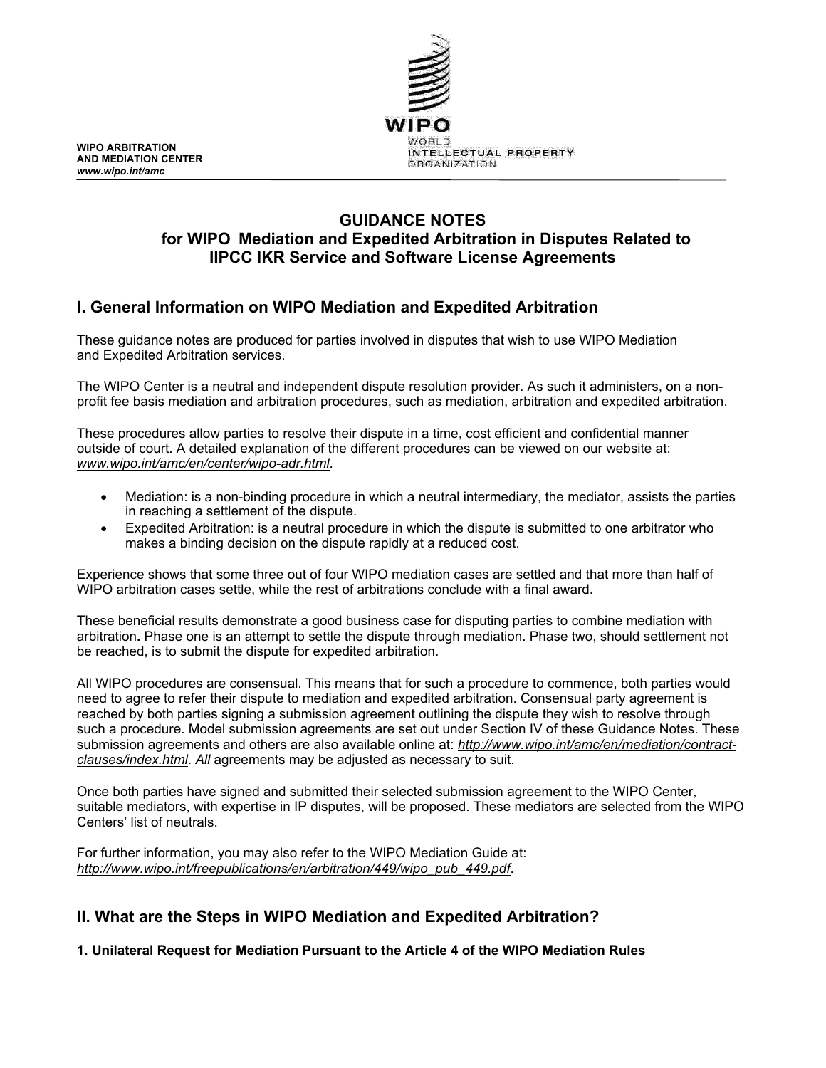WIPO ARBITRATION
AND MEDIATION CENTER
*www.wipo.int/amc*

WIPO
WORLD
INTELLECTUAL PROPERTY
ORGANIZATION

# GUIDANCE NOTES for WIPO Mediation and Expedited Arbitration in Disputes Related to IIPCC IKR Service and Software License Agreements

## I. General Information on WIPO Mediation and Expedited Arbitration

These guidance notes are produced for parties involved in disputes that wish to use WIPO Mediation and Expedited Arbitration services.

The WIPO Center is a neutral and independent dispute resolution provider. As such it administers, on a non-profit fee basis mediation and arbitration procedures, such as mediation, arbitration and expedited arbitration.

These procedures allow parties to resolve their dispute in a time, cost efficient and confidential manner outside of court. A detailed explanation of the different procedures can be viewed on our website at: *www.wipo.int/amc/en/center/wipo-adr.html*.

- Mediation: is a non-binding procedure in which a neutral intermediary, the mediator, assists the parties in reaching a settlement of the dispute.
- Expedited Arbitration: is a neutral procedure in which the dispute is submitted to one arbitrator who makes a binding decision on the dispute rapidly at a reduced cost.

Experience shows that some three out of four WIPO mediation cases are settled and that more than half of WIPO arbitration cases settle, while the rest of arbitrations conclude with a final award.

These beneficial results demonstrate a good business case for disputing parties to combine mediation with arbitration**.** Phase one is an attempt to settle the dispute through mediation. Phase two, should settlement not be reached, is to submit the dispute for expedited arbitration.

All WIPO procedures are consensual. This means that for such a procedure to commence, both parties would need to agree to refer their dispute to mediation and expedited arbitration. Consensual party agreement is reached by both parties signing a submission agreement outlining the dispute they wish to resolve through such a procedure. Model submission agreements are set out under Section IV of these Guidance Notes. These submission agreements and others are also available online at: *http://www.wipo.int/amc/en/mediation/contract-clauses/index.html*. *All* agreements may be adjusted as necessary to suit.

Once both parties have signed and submitted their selected submission agreement to the WIPO Center, suitable mediators, with expertise in IP disputes, will be proposed. These mediators are selected from the WIPO Centers' list of neutrals.

For further information, you may also refer to the WIPO Mediation Guide at: *http://www.wipo.int/freepublications/en/arbitration/449/wipo_pub_449.pdf*.

## II. What are the Steps in WIPO Mediation and Expedited Arbitration?

### 1. Unilateral Request for Mediation Pursuant to the Article 4 of the WIPO Mediation Rules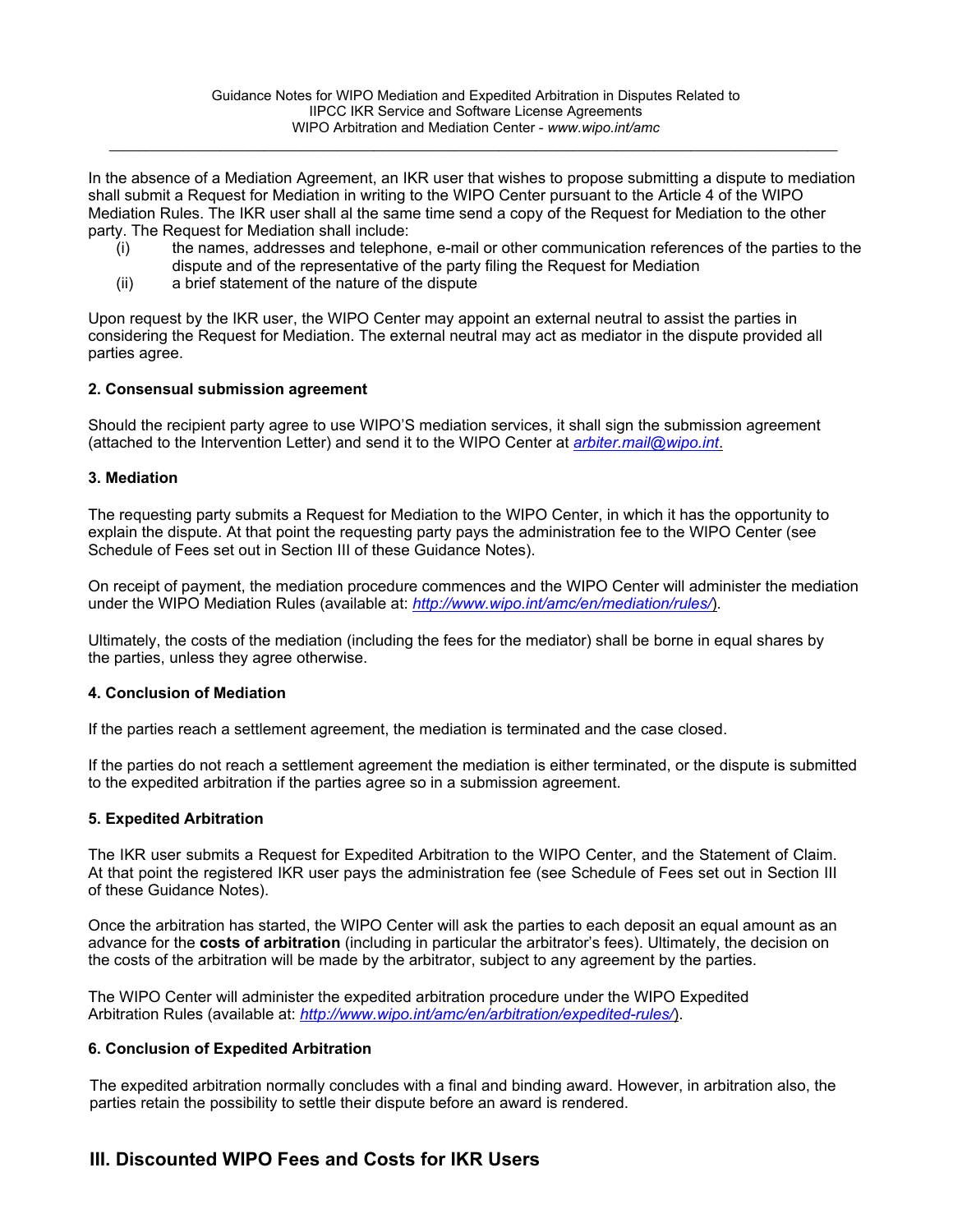In the absence of a Mediation Agreement, an IKR user that wishes to propose submitting a dispute to mediation shall submit a Request for Mediation in writing to the WIPO Center pursuant to the Article 4 of the WIPO Mediation Rules. The IKR user shall al the same time send a copy of the Request for Mediation to the other party. The Request for Mediation shall include:

(i) the names, addresses and telephone, e-mail or other communication references of the parties to the dispute and of the representative of the party filing the Request for Mediation
(ii) a brief statement of the nature of the dispute

Upon request by the IKR user, the WIPO Center may appoint an external neutral to assist the parties in considering the Request for Mediation. The external neutral may act as mediator in the dispute provided all parties agree.

**2. Consensual submission agreement**

Should the recipient party agree to use WIPO'S mediation services, it shall sign the submission agreement (attached to the Intervention Letter) and send it to the WIPO Center at *arbiter.mail@wipo.int*.

**3. Mediation**

The requesting party submits a Request for Mediation to the WIPO Center, in which it has the opportunity to explain the dispute. At that point the requesting party pays the administration fee to the WIPO Center (see Schedule of Fees set out in Section III of these Guidance Notes).

On receipt of payment, the mediation procedure commences and the WIPO Center will administer the mediation under the WIPO Mediation Rules (available at: *http://www.wipo.int/amc/en/mediation/rules/*).

Ultimately, the costs of the mediation (including the fees for the mediator) shall be borne in equal shares by the parties, unless they agree otherwise.

**4. Conclusion of Mediation**

If the parties reach a settlement agreement, the mediation is terminated and the case closed.

If the parties do not reach a settlement agreement the mediation is either terminated, or the dispute is submitted to the expedited arbitration if the parties agree so in a submission agreement.

**5. Expedited Arbitration**

The IKR user submits a Request for Expedited Arbitration to the WIPO Center, and the Statement of Claim. At that point the registered IKR user pays the administration fee (see Schedule of Fees set out in Section III of these Guidance Notes).

Once the arbitration has started, the WIPO Center will ask the parties to each deposit an equal amount as an advance for the **costs of arbitration** (including in particular the arbitrator's fees). Ultimately, the decision on the costs of the arbitration will be made by the arbitrator, subject to any agreement by the parties.

The WIPO Center will administer the expedited arbitration procedure under the WIPO Expedited Arbitration Rules (available at: *http://www.wipo.int/amc/en/arbitration/expedited-rules/*).

**6. Conclusion of Expedited Arbitration**

The expedited arbitration normally concludes with a final and binding award. However, in arbitration also, the parties retain the possibility to settle their dispute before an award is rendered.

## III. Discounted WIPO Fees and Costs for IKR Users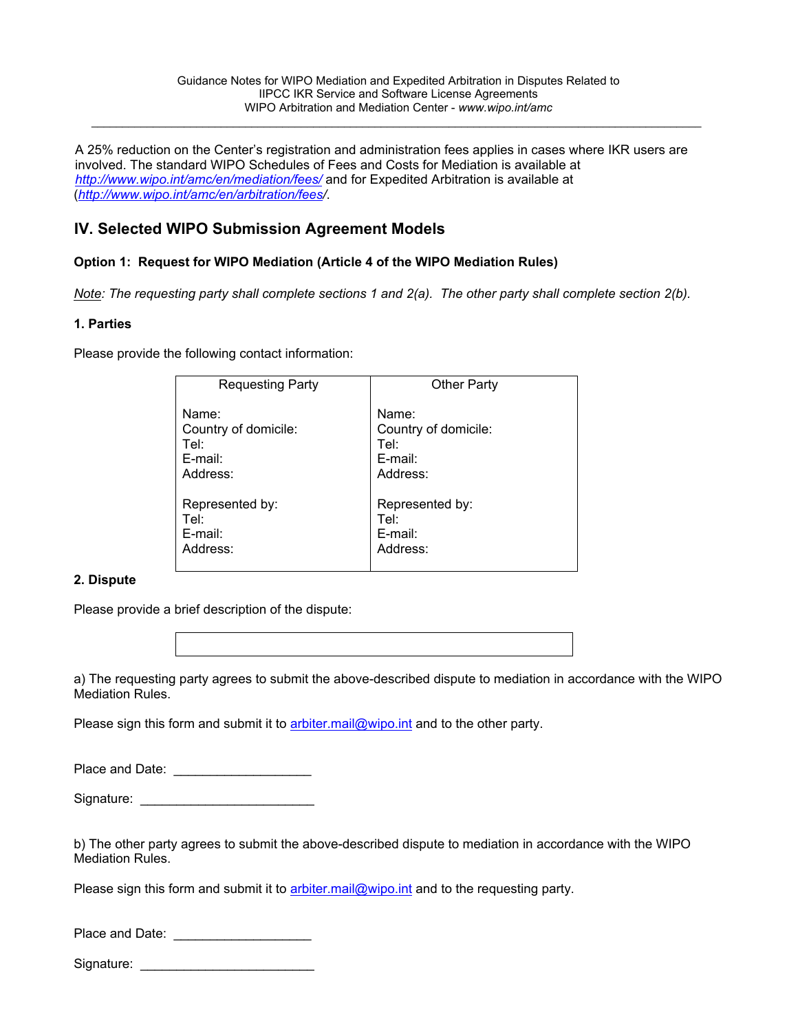A 25% reduction on the Center's registration and administration fees applies in cases where IKR users are involved. The standard WIPO Schedules of Fees and Costs for Mediation is available at [http://www.wipo.int/amc/en/mediation/fees/](http://www.wipo.int/amc/en/mediation/fees/) and for Expedited Arbitration is available at ([http://www.wipo.int/amc/en/arbitration/fees/](http://www.wipo.int/amc/en/arbitration/fees/)).

## IV. Selected WIPO Submission Agreement Models

### Option 1: Request for WIPO Mediation (Article 4 of the WIPO Mediation Rules)

*Note: The requesting party shall complete sections 1 and 2(a). The other party shall complete section 2(b).*

**1. Parties**

Please provide the following contact information:

| Requesting Party | Other Party |
|---|---|
| Name:<br>Country of domicile:<br>Tel:<br>E-mail:<br>Address:<br><br>Represented by:<br>Tel:<br>E-mail:<br>Address: | Name:<br>Country of domicile:<br>Tel:<br>E-mail:<br>Address:<br><br>Represented by:<br>Tel:<br>E-mail:<br>Address: |

**2. Dispute**

Please provide a brief description of the dispute:

| |
|---|
| |

a) The requesting party agrees to submit the above-described dispute to mediation in accordance with the WIPO Mediation Rules.

Please sign this form and submit it to arbiter.mail@wipo.int and to the other party.

Place and Date: ___________________

Signature: ________________________

b) The other party agrees to submit the above-described dispute to mediation in accordance with the WIPO Mediation Rules.

Please sign this form and submit it to arbiter.mail@wipo.int and to the requesting party.

Place and Date: ___________________

Signature: ________________________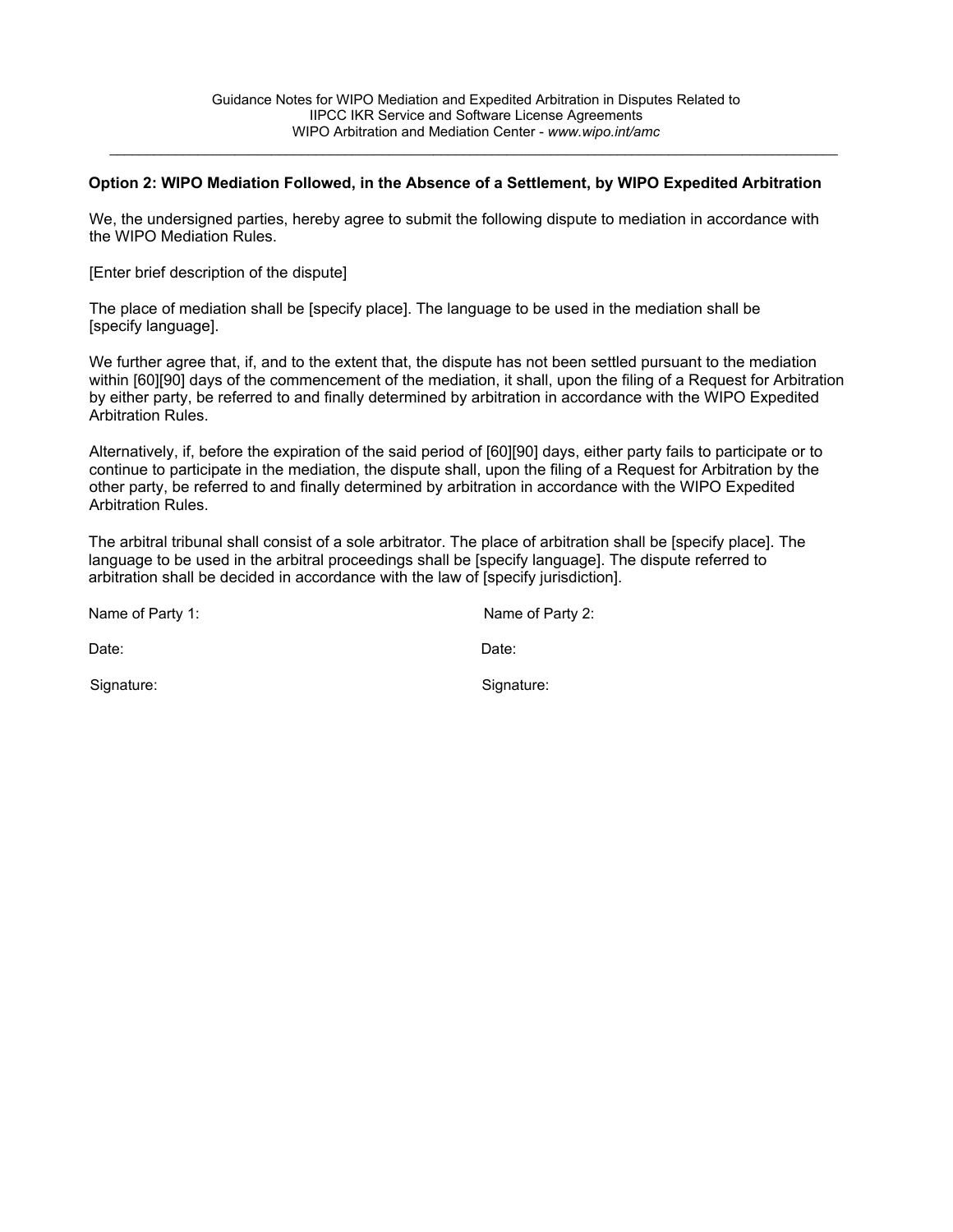**Option 2: WIPO Mediation Followed, in the Absence of a Settlement, by WIPO Expedited Arbitration**

We, the undersigned parties, hereby agree to submit the following dispute to mediation in accordance with the WIPO Mediation Rules.

[Enter brief description of the dispute]

The place of mediation shall be [specify place]. The language to be used in the mediation shall be [specify language].

We further agree that, if, and to the extent that, the dispute has not been settled pursuant to the mediation within [60][90] days of the commencement of the mediation, it shall, upon the filing of a Request for Arbitration by either party, be referred to and finally determined by arbitration in accordance with the WIPO Expedited Arbitration Rules.

Alternatively, if, before the expiration of the said period of [60][90] days, either party fails to participate or to continue to participate in the mediation, the dispute shall, upon the filing of a Request for Arbitration by the other party, be referred to and finally determined by arbitration in accordance with the WIPO Expedited Arbitration Rules.

The arbitral tribunal shall consist of a sole arbitrator. The place of arbitration shall be [specify place]. The language to be used in the arbitral proceedings shall be [specify language]. The dispute referred to arbitration shall be decided in accordance with the law of [specify jurisdiction].

Name of Party 1:

Date:

Signature:

Name of Party 2:

Date:

Signature: